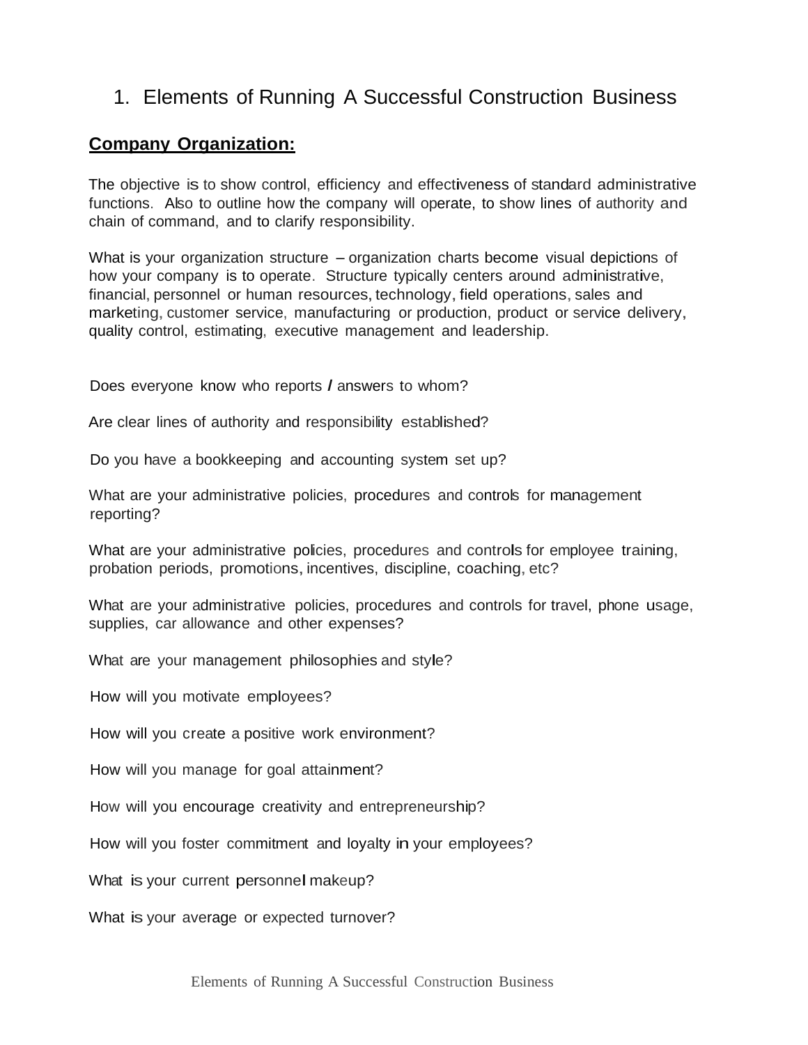# 1. Elements of Running A Successful Construction Business

## Company Organization:

The objective is to show control, efficiency and effectiveness of standard administrative functions. Also to outline how the company will operate, to show lines of authority and chain of command, and to clarify responsibility.

What is your organization structure – organization charts become visual depictions of how your company is to operate. Structure typically centers around administrative, financial, personnel or human resources, technology, field operations, sales and marketing, customer service, manufacturing or production, product or service delivery, quality control, estimating, executive management and leadership.

Does everyone know who reports / answers to whom?

Are clear lines of authority and responsibility established?

Do you have a bookkeeping and accounting system set up?

What are your administrative policies, procedures and controls for management reporting?

What are your administrative policies, procedures and controls for employee training, probation periods, promotions, incentives, discipline, coaching, etc?

What are your administrative policies, procedures and controls for travel, phone usage, supplies, car allowance and other expenses?

What are your management philosophies and style?

How will you motivate employees?

How will you create a positive work environment?

How will you manage for goal attainment?

How will you encourage creativity and entrepreneurship?

How will you foster commitment and loyalty in your employees?

What is your current personnel makeup?

What is your average or expected turnover?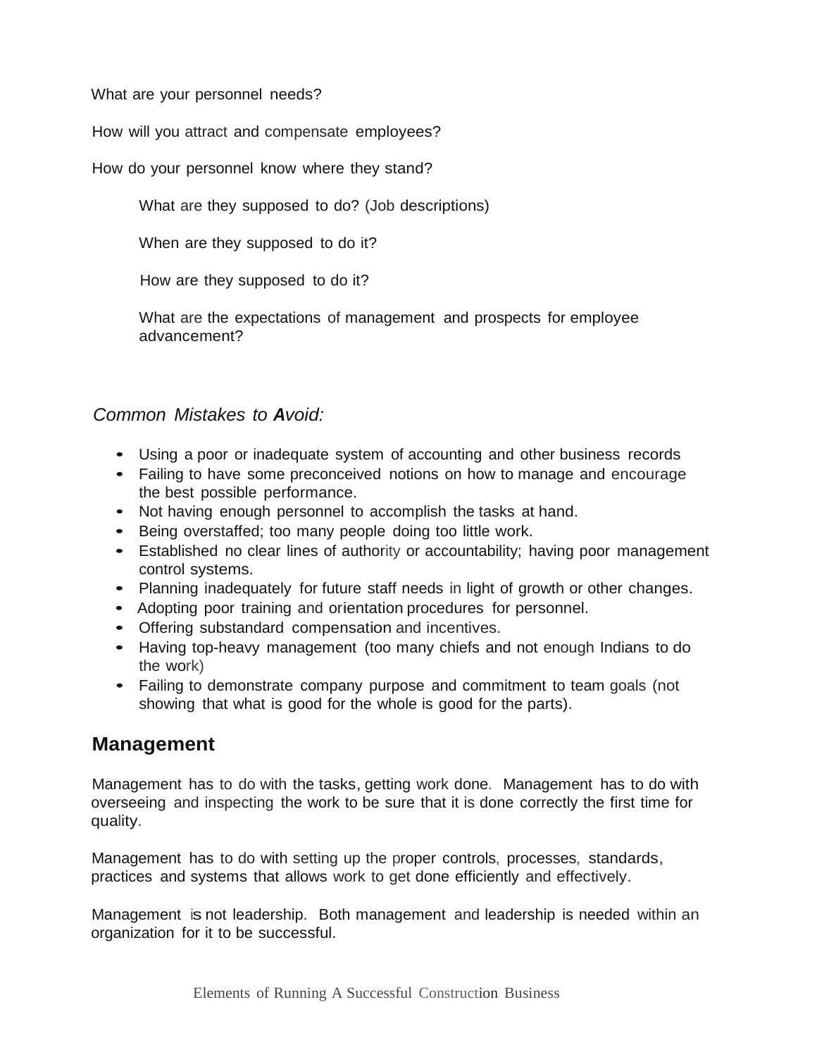What are your personnel needs?

How will you attract and compensate employees?

How do your personnel know where they stand?

What are they supposed to do? (Job descriptions)

When are they supposed to do it?

How are they supposed to do it?

What are the expectations of management and prospects for employee advancement?

*Common Mistakes to Avoid:*

- Using a poor or inadequate system of accounting and other business records
- Failing to have some preconceived notions on how to manage and encourage the best possible performance.
- Not having enough personnel to accomplish the tasks at hand.
- Being overstaffed; too many people doing too little work.
- Established no clear lines of authority or accountability; having poor management control systems.
- Planning inadequately for future staff needs in light of growth or other changes.
- Adopting poor training and orientation procedures for personnel.
- Offering substandard compensation and incentives.
- Having top-heavy management (too many chiefs and not enough Indians to do the work)
- Failing to demonstrate company purpose and commitment to team goals (not showing that what is good for the whole is good for the parts).

## Management

Management has to do with the tasks, getting work done. Management has to do with overseeing and inspecting the work to be sure that it is done correctly the first time for quality.

Management has to do with setting up the proper controls, processes, standards, practices and systems that allows work to get done efficiently and effectively.

Management is not leadership. Both management and leadership is needed within an organization for it to be successful.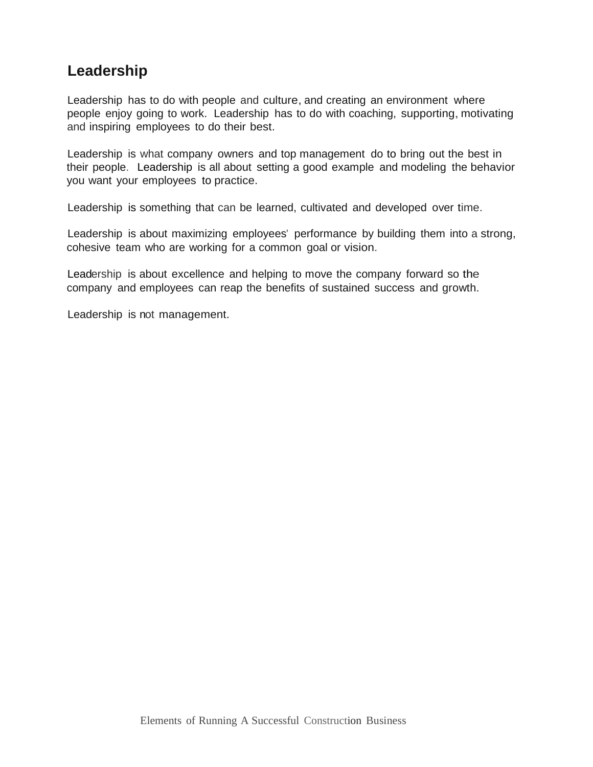## Leadership

Leadership has to do with people and culture, and creating an environment where people enjoy going to work. Leadership has to do with coaching, supporting, motivating and inspiring employees to do their best.

Leadership is what company owners and top management do to bring out the best in their people. Leadership is all about setting a good example and modeling the behavior you want your employees to practice.

Leadership is something that can be learned, cultivated and developed over time.

Leadership is about maximizing employees' performance by building them into a strong, cohesive team who are working for a common goal or vision.

Leadership is about excellence and helping to move the company forward so the company and employees can reap the benefits of sustained success and growth.

Leadership is not management.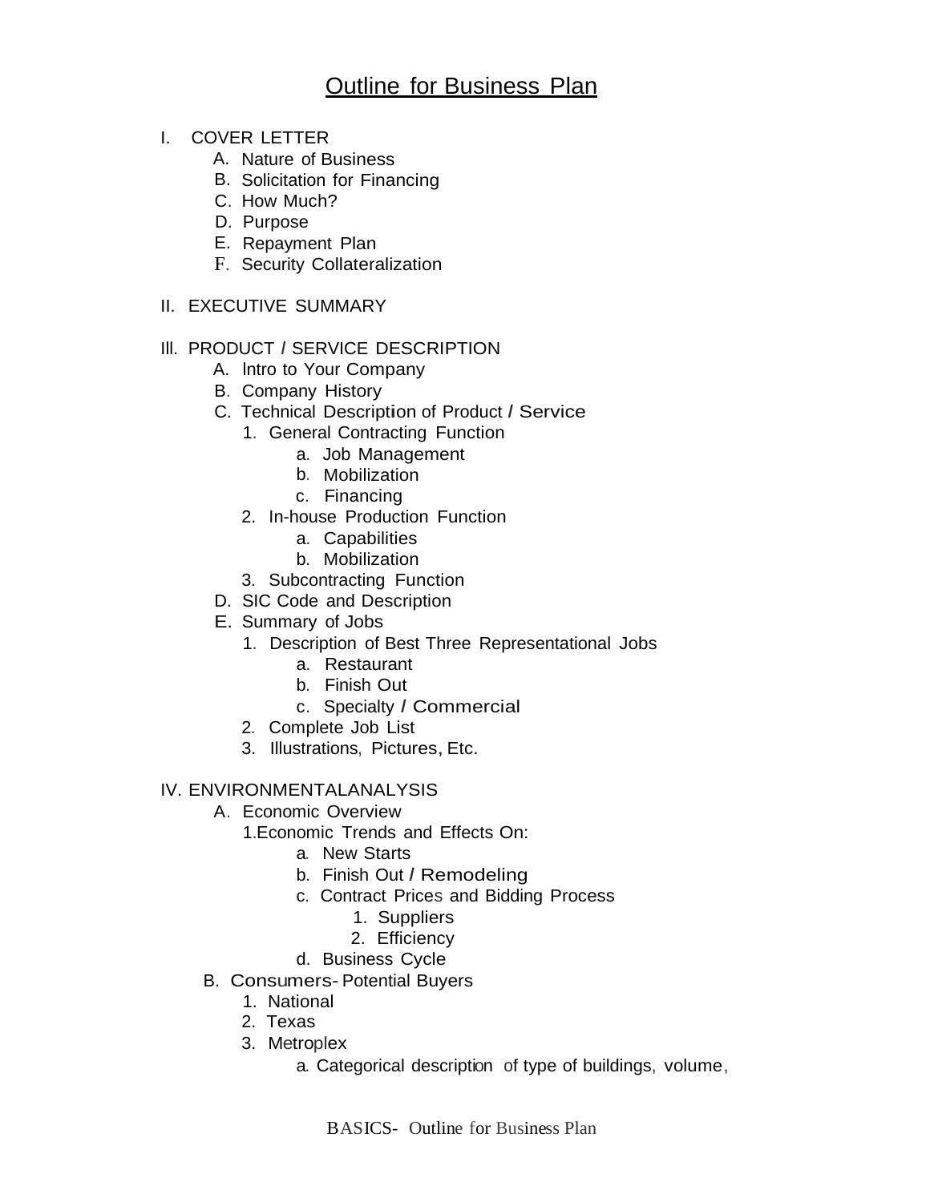# Outline for Business Plan

I. COVER LETTER
   - A. Nature of Business
   - B. Solicitation for Financing
   - C. How Much?
   - D. Purpose
   - E. Repayment Plan
   - F. Security Collateralization

II. EXECUTIVE SUMMARY

III. PRODUCT / SERVICE DESCRIPTION
   - A. Intro to Your Company
   - B. Company History
   - C. Technical Description of Product / Service
     1. General Contracting Function
        - a. Job Management
        - b. Mobilization
        - c. Financing
     2. In-house Production Function
        - a. Capabilities
        - b. Mobilization
     3. Subcontracting Function
   - D. SIC Code and Description
   - E. Summary of Jobs
     1. Description of Best Three Representational Jobs
        - a. Restaurant
        - b. Finish Out
        - c. Specialty / Commercial
     2. Complete Job List
     3. Illustrations, Pictures, Etc.

IV. ENVIRONMENTALANALYSIS
   - A. Economic Overview
     1. Economic Trends and Effects On:
        - a. New Starts
        - b. Finish Out / Remodeling
        - c. Contract Prices and Bidding Process
          1. Suppliers
          2. Efficiency
        - d. Business Cycle
   - B. Consumers- Potential Buyers
     1. National
     2. Texas
     3. Metroplex
        - a. Categorical description of type of buildings, volume,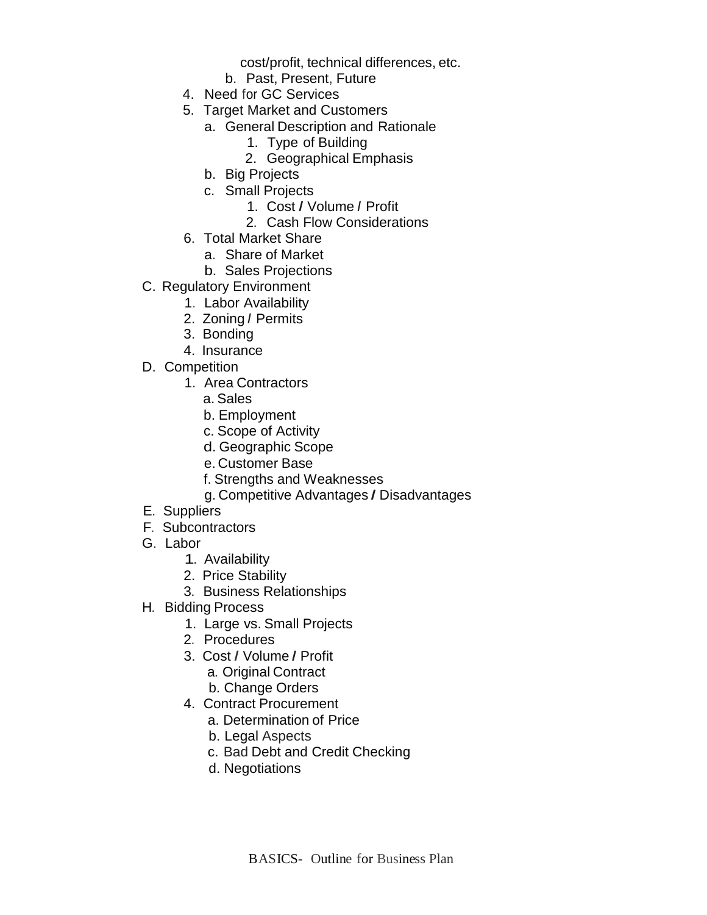cost/profit, technical differences, etc.

b. Past, Present, Future

4. Need for GC Services
5. Target Market and Customers
   a. General Description and Rationale
      1. Type of Building
      2. Geographical Emphasis
   b. Big Projects
   c. Small Projects
      1. Cost / Volume / Profit
      2. Cash Flow Considerations
6. Total Market Share
   a. Share of Market
   b. Sales Projections

C. Regulatory Environment
   1. Labor Availability
   2. Zoning / Permits
   3. Bonding
   4. Insurance

D. Competition
   1. Area Contractors
      a. Sales
      b. Employment
      c. Scope of Activity
      d. Geographic Scope
      e. Customer Base
      f. Strengths and Weaknesses
      g. Competitive Advantages / Disadvantages

E. Suppliers

F. Subcontractors

G. Labor
   1. Availability
   2. Price Stability
   3. Business Relationships

H. Bidding Process
   1. Large vs. Small Projects
   2. Procedures
   3. Cost / Volume / Profit
      a. Original Contract
      b. Change Orders
   4. Contract Procurement
      a. Determination of Price
      b. Legal Aspects
      c. Bad Debt and Credit Checking
      d. Negotiations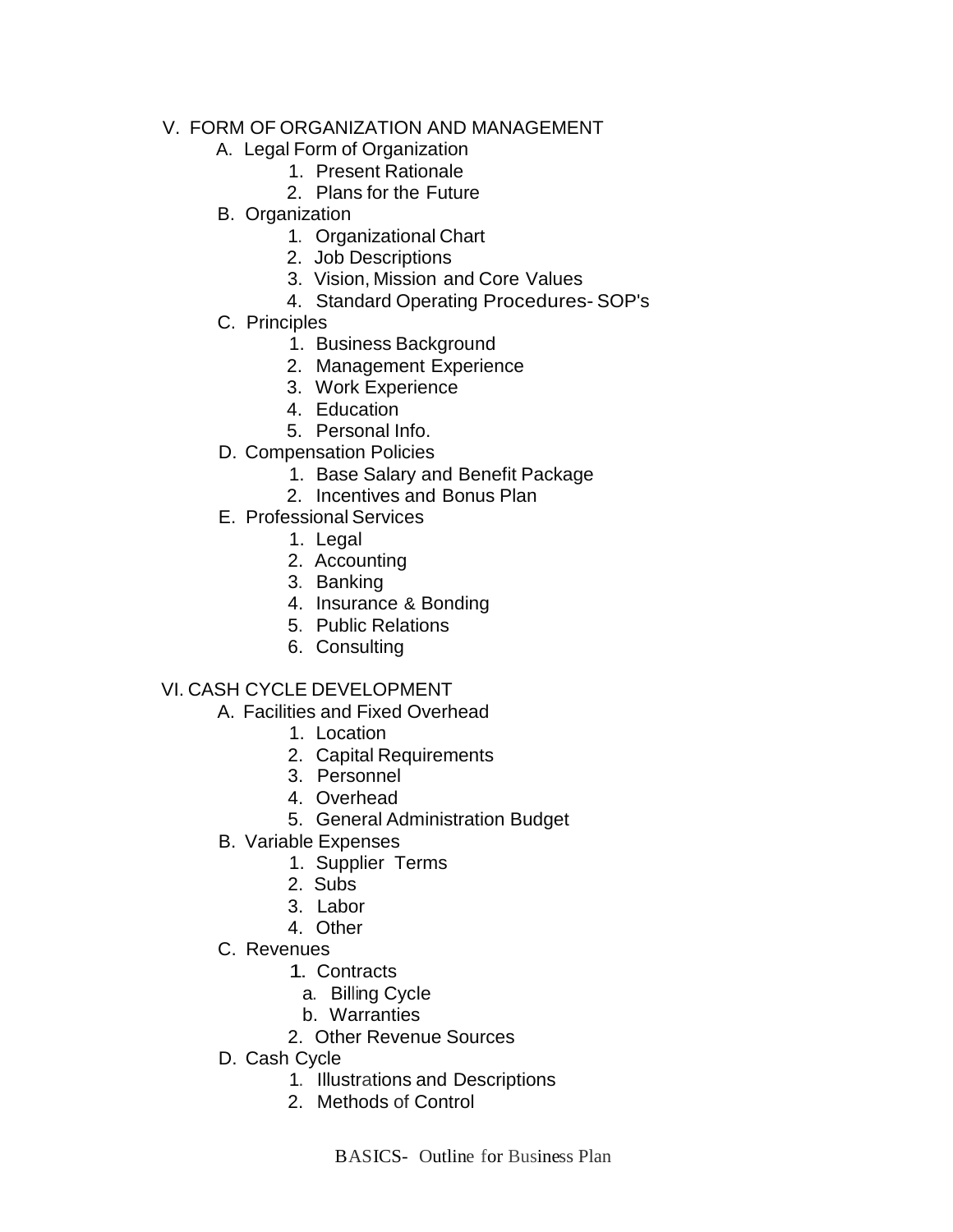V. FORM OF ORGANIZATION AND MANAGEMENT

A. Legal Form of Organization
1. Present Rationale
2. Plans for the Future

B. Organization
1. Organizational Chart
2. Job Descriptions
3. Vision, Mission and Core Values
4. Standard Operating Procedures- SOP's

C. Principles
1. Business Background
2. Management Experience
3. Work Experience
4. Education
5. Personal Info.

D. Compensation Policies
1. Base Salary and Benefit Package
2. Incentives and Bonus Plan

E. Professional Services
1. Legal
2. Accounting
3. Banking
4. Insurance & Bonding
5. Public Relations
6. Consulting

VI. CASH CYCLE DEVELOPMENT

A. Facilities and Fixed Overhead
1. Location
2. Capital Requirements
3. Personnel
4. Overhead
5. General Administration Budget

B. Variable Expenses
1. Supplier Terms
2. Subs
3. Labor
4. Other

C. Revenues
1. Contracts
   a. Billing Cycle
   b. Warranties
2. Other Revenue Sources

D. Cash Cycle
1. Illustrations and Descriptions
2. Methods of Control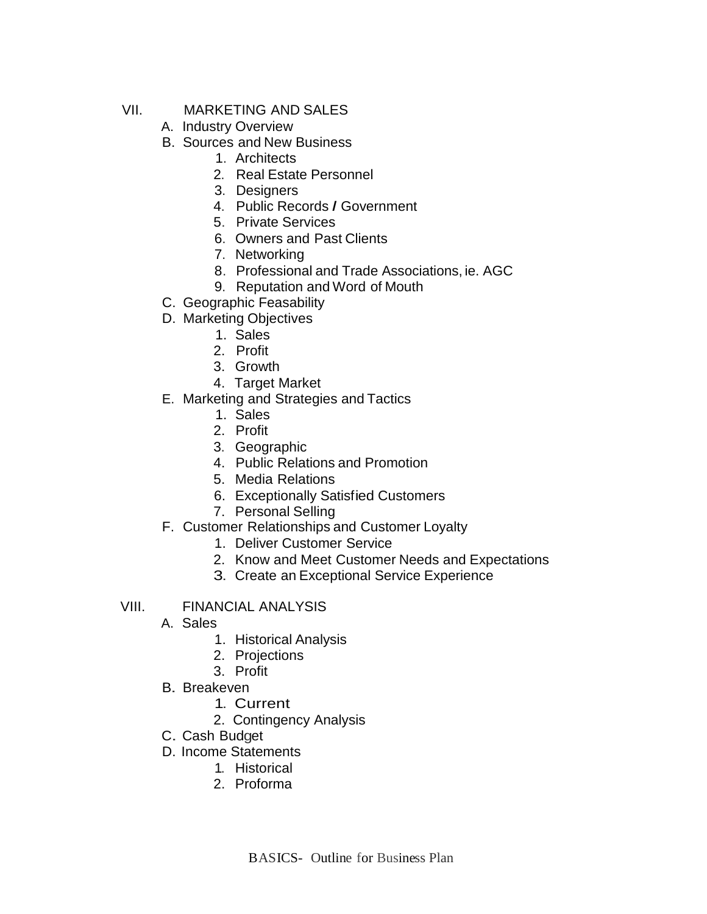VII. MARKETING AND SALES

A. Industry Overview

B. Sources and New Business

1. Architects
2. Real Estate Personnel
3. Designers
4. Public Records / Government
5. Private Services
6. Owners and Past Clients
7. Networking
8. Professional and Trade Associations, ie. AGC
9. Reputation and Word of Mouth

C. Geographic Feasability

D. Marketing Objectives

1. Sales
2. Profit
3. Growth
4. Target Market

E. Marketing and Strategies and Tactics

1. Sales
2. Profit
3. Geographic
4. Public Relations and Promotion
5. Media Relations
6. Exceptionally Satisfied Customers
7. Personal Selling

F. Customer Relationships and Customer Loyalty

1. Deliver Customer Service
2. Know and Meet Customer Needs and Expectations
3. Create an Exceptional Service Experience

VIII. FINANCIAL ANALYSIS

A. Sales

1. Historical Analysis
2. Projections
3. Profit

B. Breakeven

1. Current
2. Contingency Analysis

C. Cash Budget

D. Income Statements

1. Historical
2. Proforma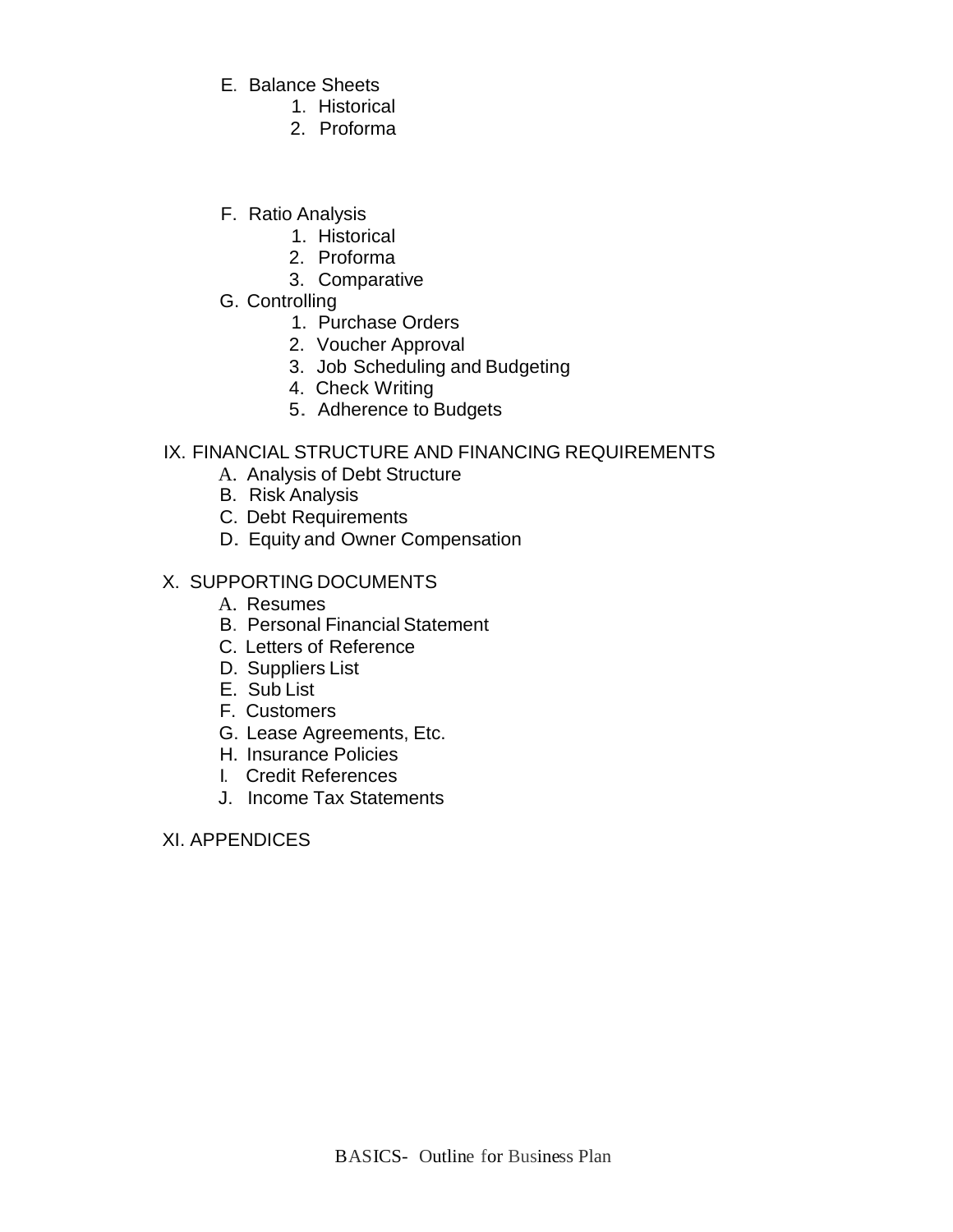E. Balance Sheets
   1. Historical
   2. Proforma

F. Ratio Analysis
   1. Historical
   2. Proforma
   3. Comparative

G. Controlling
   1. Purchase Orders
   2. Voucher Approval
   3. Job Scheduling and Budgeting
   4. Check Writing
   5. Adherence to Budgets

IX. FINANCIAL STRUCTURE AND FINANCING REQUIREMENTS

A. Analysis of Debt Structure
B. Risk Analysis
C. Debt Requirements
D. Equity and Owner Compensation

X. SUPPORTING DOCUMENTS

A. Resumes
B. Personal Financial Statement
C. Letters of Reference
D. Suppliers List
E. Sub List
F. Customers
G. Lease Agreements, Etc.
H. Insurance Policies
I. Credit References
J. Income Tax Statements

XI. APPENDICES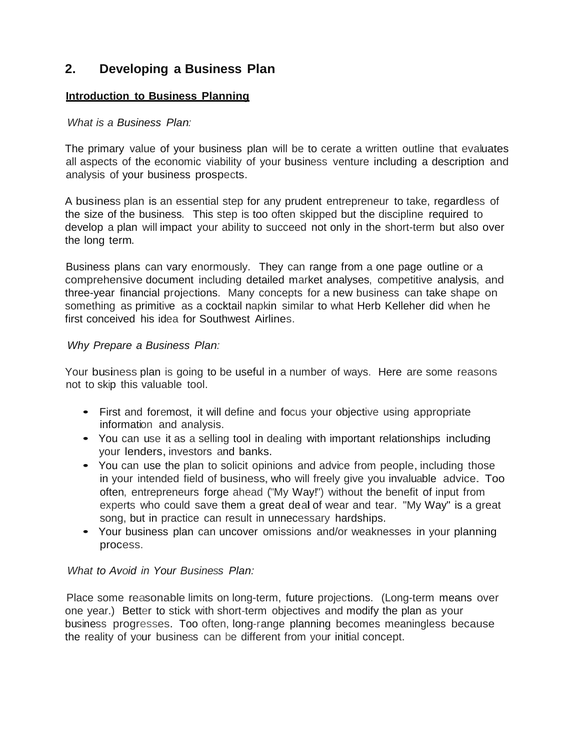## 2. Developing a Business Plan

**Introduction to Business Planning**

*What is a Business Plan:*

The primary value of your business plan will be to cerate a written outline that evaluates all aspects of the economic viability of your business venture including a description and analysis of your business prospects.

A business plan is an essential step for any prudent entrepreneur to take, regardless of the size of the business. This step is too often skipped but the discipline required to develop a plan will impact your ability to succeed not only in the short-term but also over the long term.

Business plans can vary enormously. They can range from a one page outline or a comprehensive document including detailed market analyses, competitive analysis, and three-year financial projections. Many concepts for a new business can take shape on something as primitive as a cocktail napkin similar to what Herb Kelleher did when he first conceived his idea for Southwest Airlines.

*Why Prepare a Business Plan:*

Your business plan is going to be useful in a number of ways. Here are some reasons not to skip this valuable tool.

- First and foremost, it will define and focus your objective using appropriate information and analysis.
- You can use it as a selling tool in dealing with important relationships including your lenders, investors and banks.
- You can use the plan to solicit opinions and advice from people, including those in your intended field of business, who will freely give you invaluable advice. Too often, entrepreneurs forge ahead ("My Way!") without the benefit of input from experts who could save them a great deal of wear and tear. "My Way" is a great song, but in practice can result in unnecessary hardships.
- Your business plan can uncover omissions and/or weaknesses in your planning process.

*What to Avoid in Your Business Plan:*

Place some reasonable limits on long-term, future projections. (Long-term means over one year.) Better to stick with short-term objectives and modify the plan as your business progresses. Too often, long-range planning becomes meaningless because the reality of your business can be different from your initial concept.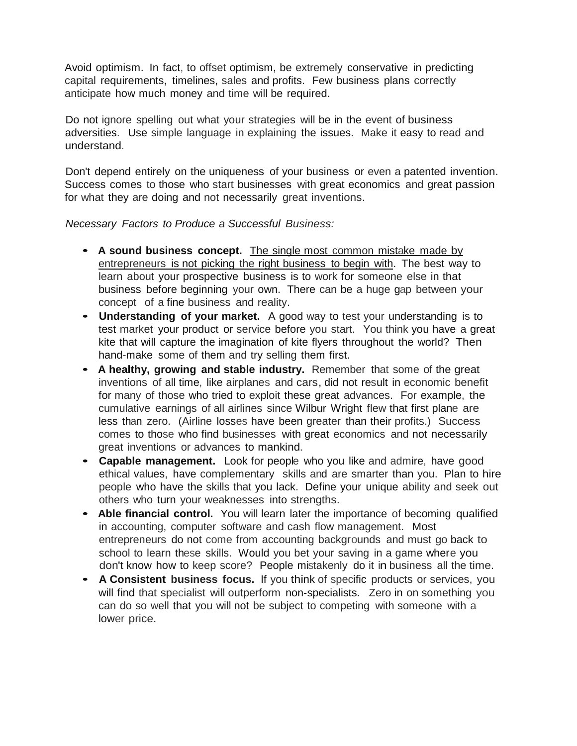Avoid optimism. In fact, to offset optimism, be extremely conservative in predicting capital requirements, timelines, sales and profits. Few business plans correctly anticipate how much money and time will be required.

Do not ignore spelling out what your strategies will be in the event of business adversities. Use simple language in explaining the issues. Make it easy to read and understand.

Don't depend entirely on the uniqueness of your business or even a patented invention. Success comes to those who start businesses with great economics and great passion for what they are doing and not necessarily great inventions.

*Necessary Factors to Produce a Successful Business:*

- **A sound business concept.** <u>The single most common mistake made by entrepreneurs is not picking the right business to begin with</u>. The best way to learn about your prospective business is to work for someone else in that business before beginning your own. There can be a huge gap between your concept of a fine business and reality.
- **Understanding of your market.** A good way to test your understanding is to test market your product or service before you start. You think you have a great kite that will capture the imagination of kite flyers throughout the world? Then hand-make some of them and try selling them first.
- **A healthy, growing and stable industry.** Remember that some of the great inventions of all time, like airplanes and cars, did not result in economic benefit for many of those who tried to exploit these great advances. For example, the cumulative earnings of all airlines since Wilbur Wright flew that first plane are less than zero. (Airline losses have been greater than their profits.) Success comes to those who find businesses with great economics and not necessarily great inventions or advances to mankind.
- **Capable management.** Look for people who you like and admire, have good ethical values, have complementary skills and are smarter than you. Plan to hire people who have the skills that you lack. Define your unique ability and seek out others who turn your weaknesses into strengths.
- **Able financial control.** You will learn later the importance of becoming qualified in accounting, computer software and cash flow management. Most entrepreneurs do not come from accounting backgrounds and must go back to school to learn these skills. Would you bet your saving in a game where you don't know how to keep score? People mistakenly do it in business all the time.
- **A Consistent business focus.** If you think of specific products or services, you will find that specialist will outperform non-specialists. Zero in on something you can do so well that you will not be subject to competing with someone with a lower price.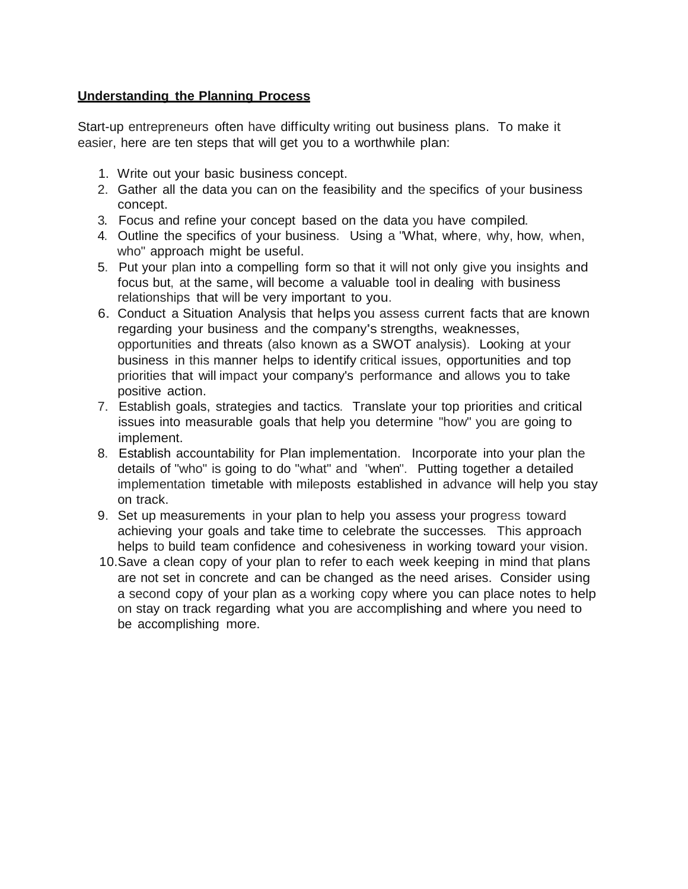**Understanding the Planning Process**

Start-up entrepreneurs often have difficulty writing out business plans. To make it easier, here are ten steps that will get you to a worthwhile plan:

1. Write out your basic business concept.
2. Gather all the data you can on the feasibility and the specifics of your business concept.
3. Focus and refine your concept based on the data you have compiled.
4. Outline the specifics of your business. Using a "What, where, why, how, when, who" approach might be useful.
5. Put your plan into a compelling form so that it will not only give you insights and focus but, at the same, will become a valuable tool in dealing with business relationships that will be very important to you.
6. Conduct a Situation Analysis that helps you assess current facts that are known regarding your business and the company's strengths, weaknesses, opportunities and threats (also known as a SWOT analysis). Looking at your business in this manner helps to identify critical issues, opportunities and top priorities that will impact your company's performance and allows you to take positive action.
7. Establish goals, strategies and tactics. Translate your top priorities and critical issues into measurable goals that help you determine "how" you are going to implement.
8. Establish accountability for Plan implementation. Incorporate into your plan the details of "who" is going to do "what" and "when". Putting together a detailed implementation timetable with mileposts established in advance will help you stay on track.
9. Set up measurements in your plan to help you assess your progress toward achieving your goals and take time to celebrate the successes. This approach helps to build team confidence and cohesiveness in working toward your vision.
10. Save a clean copy of your plan to refer to each week keeping in mind that plans are not set in concrete and can be changed as the need arises. Consider using a second copy of your plan as a working copy where you can place notes to help on stay on track regarding what you are accomplishing and where you need to be accomplishing more.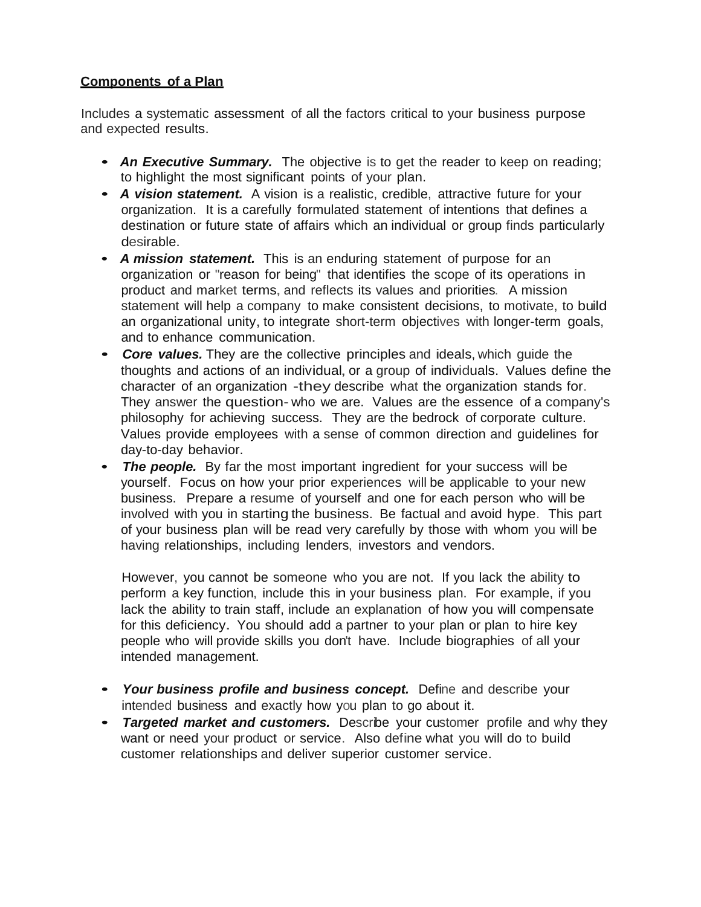**Components of a Plan**

Includes a systematic assessment of all the factors critical to your business purpose and expected results.

- ***An Executive Summary.*** The objective is to get the reader to keep on reading; to highlight the most significant points of your plan.
- ***A vision statement.*** A vision is a realistic, credible, attractive future for your organization. It is a carefully formulated statement of intentions that defines a destination or future state of affairs which an individual or group finds particularly desirable.
- ***A mission statement.*** This is an enduring statement of purpose for an organization or "reason for being" that identifies the scope of its operations in product and market terms, and reflects its values and priorities. A mission statement will help a company to make consistent decisions, to motivate, to build an organizational unity, to integrate short-term objectives with longer-term goals, and to enhance communication.
- ***Core values.*** They are the collective principles and ideals, which guide the thoughts and actions of an individual, or a group of individuals. Values define the character of an organization -they describe what the organization stands for. They answer the question- who we are. Values are the essence of a company's philosophy for achieving success. They are the bedrock of corporate culture. Values provide employees with a sense of common direction and guidelines for day-to-day behavior.
- ***The people.*** By far the most important ingredient for your success will be yourself. Focus on how your prior experiences will be applicable to your new business. Prepare a resume of yourself and one for each person who will be involved with you in starting the business. Be factual and avoid hype. This part of your business plan will be read very carefully by those with whom you will be having relationships, including lenders, investors and vendors.

  However, you cannot be someone who you are not. If you lack the ability to perform a key function, include this in your business plan. For example, if you lack the ability to train staff, include an explanation of how you will compensate for this deficiency. You should add a partner to your plan or plan to hire key people who will provide skills you don't have. Include biographies of all your intended management.

- ***Your business profile and business concept.*** Define and describe your intended business and exactly how you plan to go about it.
- ***Targeted market and customers.*** Describe your customer profile and why they want or need your product or service. Also define what you will do to build customer relationships and deliver superior customer service.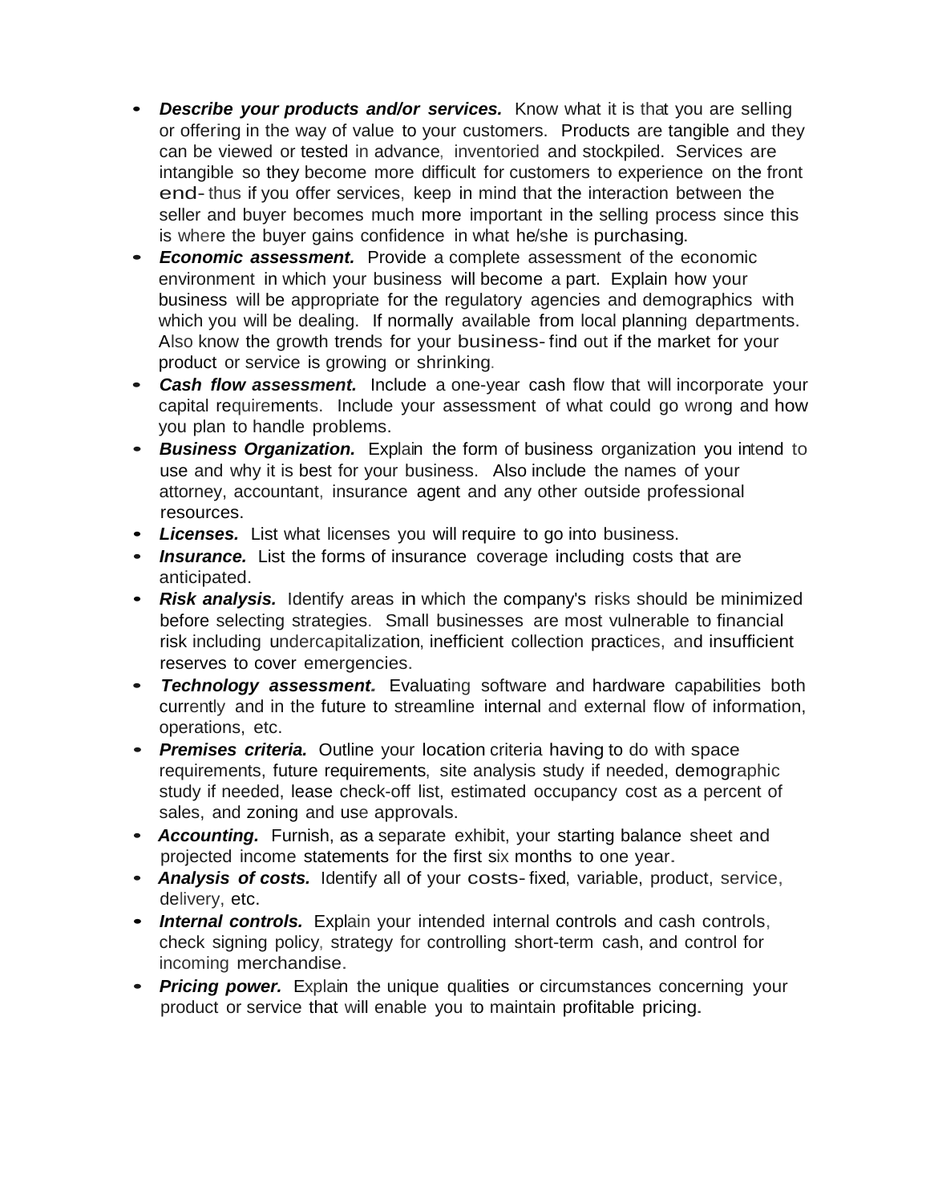- ***Describe your products and/or services.*** Know what it is that you are selling or offering in the way of value to your customers. Products are tangible and they can be viewed or tested in advance, inventoried and stockpiled. Services are intangible so they become more difficult for customers to experience on the front end- thus if you offer services, keep in mind that the interaction between the seller and buyer becomes much more important in the selling process since this is where the buyer gains confidence in what he/she is purchasing.
- ***Economic assessment.*** Provide a complete assessment of the economic environment in which your business will become a part. Explain how your business will be appropriate for the regulatory agencies and demographics with which you will be dealing. If normally available from local planning departments. Also know the growth trends for your business- find out if the market for your product or service is growing or shrinking.
- ***Cash flow assessment.*** Include a one-year cash flow that will incorporate your capital requirements. Include your assessment of what could go wrong and how you plan to handle problems.
- ***Business Organization.*** Explain the form of business organization you intend to use and why it is best for your business. Also include the names of your attorney, accountant, insurance agent and any other outside professional resources.
- ***Licenses.*** List what licenses you will require to go into business.
- ***Insurance.*** List the forms of insurance coverage including costs that are anticipated.
- ***Risk analysis.*** Identify areas in which the company's risks should be minimized before selecting strategies. Small businesses are most vulnerable to financial risk including undercapitalization, inefficient collection practices, and insufficient reserves to cover emergencies.
- ***Technology assessment.*** Evaluating software and hardware capabilities both currently and in the future to streamline internal and external flow of information, operations, etc.
- ***Premises criteria.*** Outline your location criteria having to do with space requirements, future requirements, site analysis study if needed, demographic study if needed, lease check-off list, estimated occupancy cost as a percent of sales, and zoning and use approvals.
- ***Accounting.*** Furnish, as a separate exhibit, your starting balance sheet and projected income statements for the first six months to one year.
- ***Analysis of costs.*** Identify all of your costs- fixed, variable, product, service, delivery, etc.
- ***Internal controls.*** Explain your intended internal controls and cash controls, check signing policy, strategy for controlling short-term cash, and control for incoming merchandise.
- ***Pricing power.*** Explain the unique qualities or circumstances concerning your product or service that will enable you to maintain profitable pricing.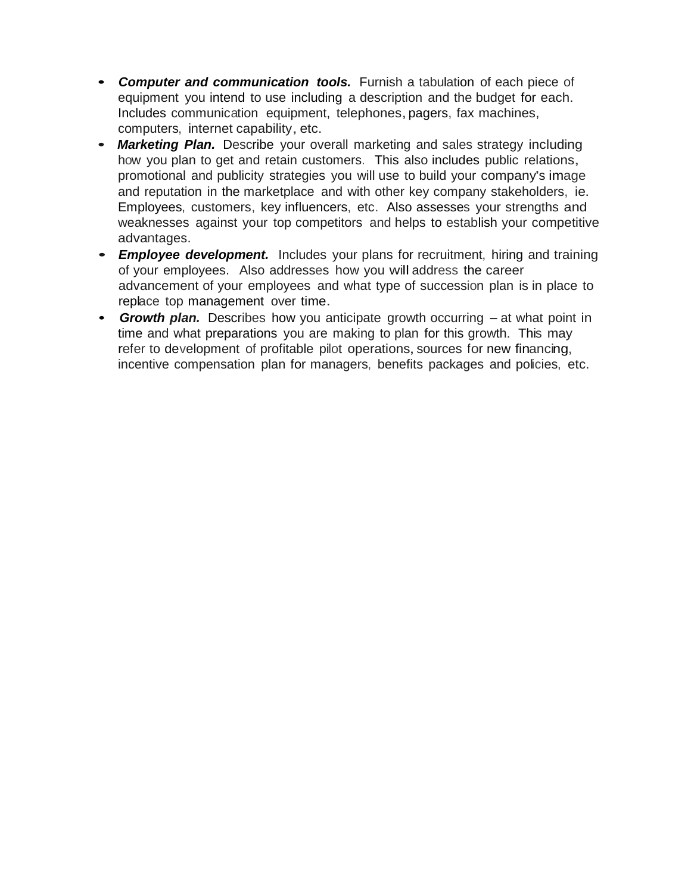- ***Computer and communication tools.*** Furnish a tabulation of each piece of equipment you intend to use including a description and the budget for each. Includes communication equipment, telephones, pagers, fax machines, computers, internet capability, etc.
- ***Marketing Plan.*** Describe your overall marketing and sales strategy including how you plan to get and retain customers. This also includes public relations, promotional and publicity strategies you will use to build your company's image and reputation in the marketplace and with other key company stakeholders, ie. Employees, customers, key influencers, etc. Also assesses your strengths and weaknesses against your top competitors and helps to establish your competitive advantages.
- ***Employee development.*** Includes your plans for recruitment, hiring and training of your employees. Also addresses how you will address the career advancement of your employees and what type of succession plan is in place to replace top management over time.
- ***Growth plan.*** Describes how you anticipate growth occurring – at what point in time and what preparations you are making to plan for this growth. This may refer to development of profitable pilot operations, sources for new financing, incentive compensation plan for managers, benefits packages and policies, etc.